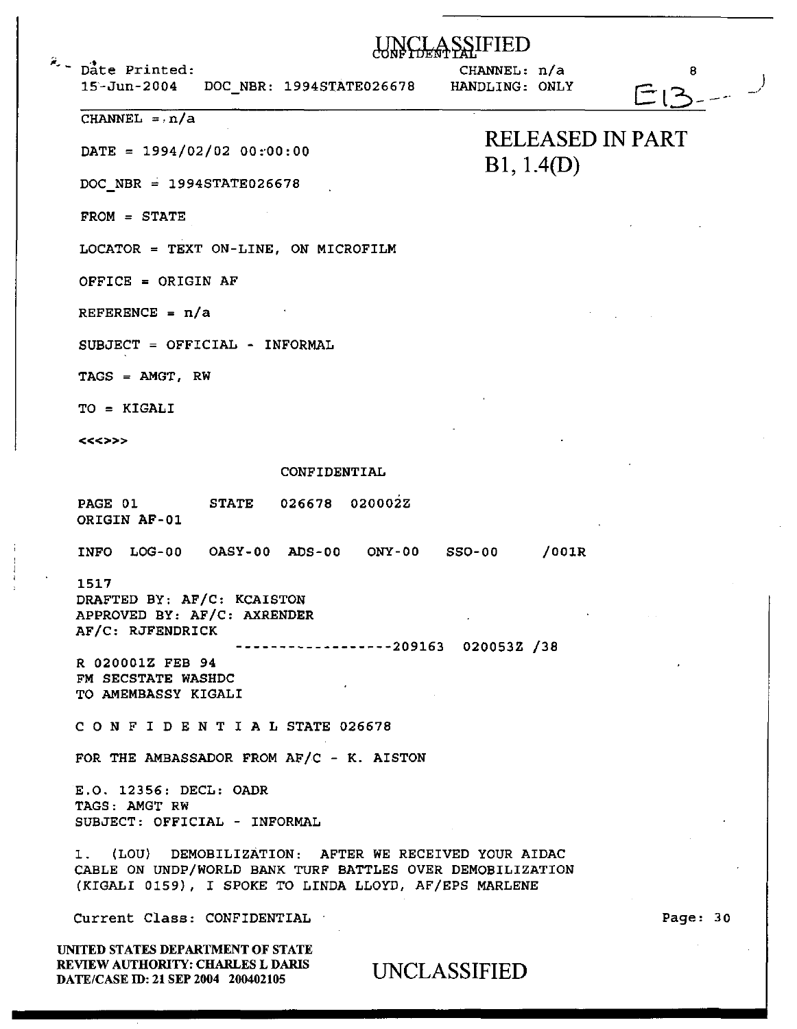UNCLASSIFIED
CONFIDENTIAL

Date Printed: 15-Jun-2004 DOC_NBR: 1994STATE026678 CHANNEL: n/a HANDLING: ONLY

E13

CHANNEL = n/a

RELEASED IN PART
B1, 1.4(D)

DATE = 1994/02/02 00:00:00

DOC_NBR = 1994STATE026678

FROM = STATE

LOCATOR = TEXT ON-LINE, ON MICROFILM

OFFICE = ORIGIN AF

REFERENCE = n/a

SUBJECT = OFFICIAL - INFORMAL

TAGS = AMGT, RW

TO = KIGALI

<<<>>>

CONFIDENTIAL

PAGE 01 STATE 026678 020002Z
ORIGIN AF-01

INFO LOG-00 OASY-00 ADS-00 ONY-00 SSO-00 /001R

1517
DRAFTED BY: AF/C: KCAISTON
APPROVED BY: AF/C: AXRENDER
AF/C: RJFENDRICK
------------------209163 020053Z /38

R 020001Z FEB 94
FM SECSTATE WASHDC
TO AMEMBASSY KIGALI

C O N F I D E N T I A L STATE 026678

FOR THE AMBASSADOR FROM AF/C - K. AISTON

E.O. 12356: DECL: OADR
TAGS: AMGT RW
SUBJECT: OFFICIAL - INFORMAL

1. (LOU) DEMOBILIZATION: AFTER WE RECEIVED YOUR AIDAC CABLE ON UNDP/WORLD BANK TURF BATTLES OVER DEMOBILIZATION (KIGALI 0159), I SPOKE TO LINDA LLOYD, AF/EPS MARLENE

Current Class: CONFIDENTIAL

UNITED STATES DEPARTMENT OF STATE
REVIEW AUTHORITY: CHARLES L DARIS
DATE/CASE ID: 21 SEP 2004 200402105

UNCLASSIFIED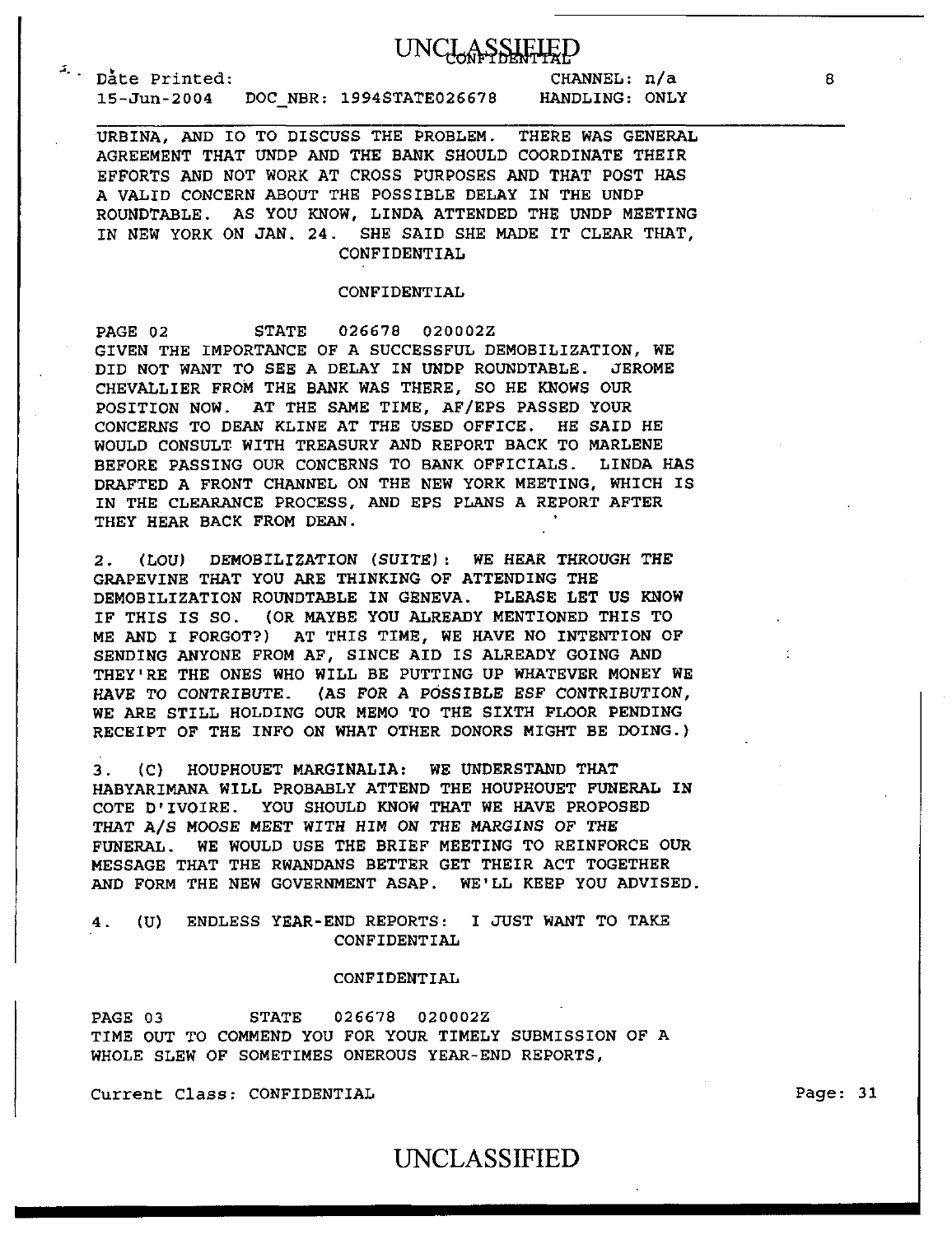URBINA, AND IO TO DISCUSS THE PROBLEM. THERE WAS GENERAL AGREEMENT THAT UNDP AND THE BANK SHOULD COORDINATE THEIR EFFORTS AND NOT WORK AT CROSS PURPOSES AND THAT POST HAS A VALID CONCERN ABOUT THE POSSIBLE DELAY IN THE UNDP ROUNDTABLE. AS YOU KNOW, LINDA ATTENDED THE UNDP MEETING IN NEW YORK ON JAN. 24. SHE SAID SHE MADE IT CLEAR THAT,

CONFIDENTIAL

CONFIDENTIAL

PAGE 02 STATE 026678 020002Z

GIVEN THE IMPORTANCE OF A SUCCESSFUL DEMOBILIZATION, WE DID NOT WANT TO SEE A DELAY IN UNDP ROUNDTABLE. JEROME CHEVALLIER FROM THE BANK WAS THERE, SO HE KNOWS OUR POSITION NOW. AT THE SAME TIME, AF/EPS PASSED YOUR CONCERNS TO DEAN KLINE AT THE USED OFFICE. HE SAID HE WOULD CONSULT WITH TREASURY AND REPORT BACK TO MARLENE BEFORE PASSING OUR CONCERNS TO BANK OFFICIALS. LINDA HAS DRAFTED A FRONT CHANNEL ON THE NEW YORK MEETING, WHICH IS IN THE CLEARANCE PROCESS, AND EPS PLANS A REPORT AFTER THEY HEAR BACK FROM DEAN.

2. (LOU) DEMOBILIZATION (SUITE): WE HEAR THROUGH THE GRAPEVINE THAT YOU ARE THINKING OF ATTENDING THE DEMOBILIZATION ROUNDTABLE IN GENEVA. PLEASE LET US KNOW IF THIS IS SO. (OR MAYBE YOU ALREADY MENTIONED THIS TO ME AND I FORGOT?) AT THIS TIME, WE HAVE NO INTENTION OF SENDING ANYONE FROM AF, SINCE AID IS ALREADY GOING AND THEY'RE THE ONES WHO WILL BE PUTTING UP WHATEVER MONEY WE HAVE TO CONTRIBUTE. (AS FOR A POSSIBLE ESF CONTRIBUTION, WE ARE STILL HOLDING OUR MEMO TO THE SIXTH FLOOR PENDING RECEIPT OF THE INFO ON WHAT OTHER DONORS MIGHT BE DOING.)

3. (C) HOUPHOUET MARGINALIA: WE UNDERSTAND THAT HABYARIMANA WILL PROBABLY ATTEND THE HOUPHOUET FUNERAL IN COTE D'IVOIRE. YOU SHOULD KNOW THAT WE HAVE PROPOSED THAT A/S MOOSE MEET WITH HIM ON THE MARGINS OF THE FUNERAL. WE WOULD USE THE BRIEF MEETING TO REINFORCE OUR MESSAGE THAT THE RWANDANS BETTER GET THEIR ACT TOGETHER AND FORM THE NEW GOVERNMENT ASAP. WE'LL KEEP YOU ADVISED.

4. (U) ENDLESS YEAR-END REPORTS: I JUST WANT TO TAKE

CONFIDENTIAL

CONFIDENTIAL

PAGE 03 STATE 026678 020002Z

TIME OUT TO COMMEND YOU FOR YOUR TIMELY SUBMISSION OF A WHOLE SLEW OF SOMETIMES ONEROUS YEAR-END REPORTS,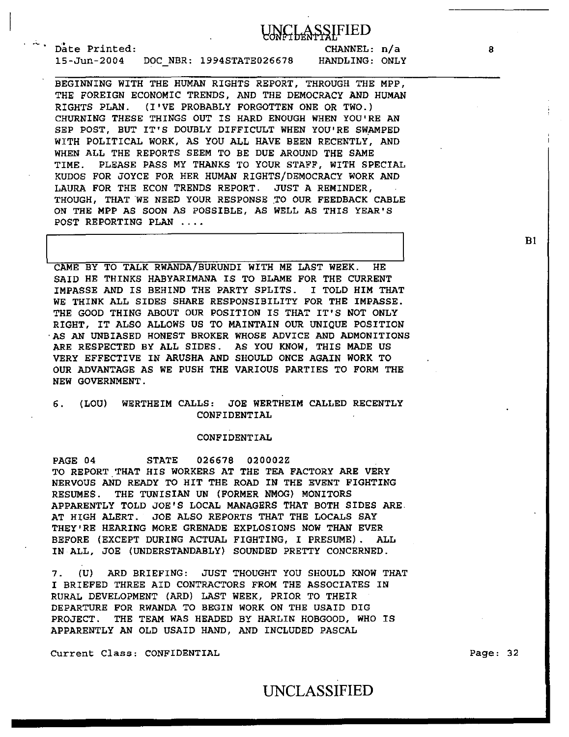BEGINNING WITH THE HUMAN RIGHTS REPORT, THROUGH THE MPP, THE FOREIGN ECONOMIC TRENDS, AND THE DEMOCRACY AND HUMAN RIGHTS PLAN. (I'VE PROBABLY FORGOTTEN ONE OR TWO.) CHURNING THESE THINGS OUT IS HARD ENOUGH WHEN YOU'RE AN SEP POST, BUT IT'S DOUBLY DIFFICULT WHEN YOU'RE SWAMPED WITH POLITICAL WORK, AS YOU ALL HAVE BEEN RECENTLY, AND WHEN ALL THE REPORTS SEEM TO BE DUE AROUND THE SAME TIME. PLEASE PASS MY THANKS TO YOUR STAFF, WITH SPECIAL KUDOS FOR JOYCE FOR HER HUMAN RIGHTS/DEMOCRACY WORK AND LAURA FOR THE ECON TRENDS REPORT. JUST A REMINDER, THOUGH, THAT WE NEED YOUR RESPONSE TO OUR FEEDBACK CABLE ON THE MPP AS SOON AS POSSIBLE, AS WELL AS THIS YEAR'S POST REPORTING PLAN ....

[B1]

CAME BY TO TALK RWANDA/BURUNDI WITH ME LAST WEEK. HE SAID HE THINKS HABYARIMANA IS TO BLAME FOR THE CURRENT IMPASSE AND IS BEHIND THE PARTY SPLITS. I TOLD HIM THAT WE THINK ALL SIDES SHARE RESPONSIBILITY FOR THE IMPASSE. THE GOOD THING ABOUT OUR POSITION IS THAT IT'S NOT ONLY RIGHT, IT ALSO ALLOWS US TO MAINTAIN OUR UNIQUE POSITION AS AN UNBIASED HONEST BROKER WHOSE ADVICE AND ADMONITIONS ARE RESPECTED BY ALL SIDES. AS YOU KNOW, THIS MADE US VERY EFFECTIVE IN ARUSHA AND SHOULD ONCE AGAIN WORK TO OUR ADVANTAGE AS WE PUSH THE VARIOUS PARTIES TO FORM THE NEW GOVERNMENT.

6. (LOU) WERTHEIM CALLS: JOE WERTHEIM CALLED RECENTLY

CONFIDENTIAL

CONFIDENTIAL

PAGE 04 STATE 026678 020002Z

TO REPORT THAT HIS WORKERS AT THE TEA FACTORY ARE VERY NERVOUS AND READY TO HIT THE ROAD IN THE EVENT FIGHTING RESUMES. THE TUNISIAN UN (FORMER NMOG) MONITORS APPARENTLY TOLD JOE'S LOCAL MANAGERS THAT BOTH SIDES ARE AT HIGH ALERT. JOE ALSO REPORTS THAT THE LOCALS SAY THEY'RE HEARING MORE GRENADE EXPLOSIONS NOW THAN EVER BEFORE (EXCEPT DURING ACTUAL FIGHTING, I PRESUME). ALL IN ALL, JOE (UNDERSTANDABLY) SOUNDED PRETTY CONCERNED.

7. (U) ARD BRIEFING: JUST THOUGHT YOU SHOULD KNOW THAT I BRIEFED THREE AID CONTRACTORS FROM THE ASSOCIATES IN RURAL DEVELOPMENT (ARD) LAST WEEK, PRIOR TO THEIR DEPARTURE FOR RWANDA TO BEGIN WORK ON THE USAID DIG PROJECT. THE TEAM WAS HEADED BY HARLIN HOBGOOD, WHO IS APPARENTLY AN OLD USAID HAND, AND INCLUDED PASCAL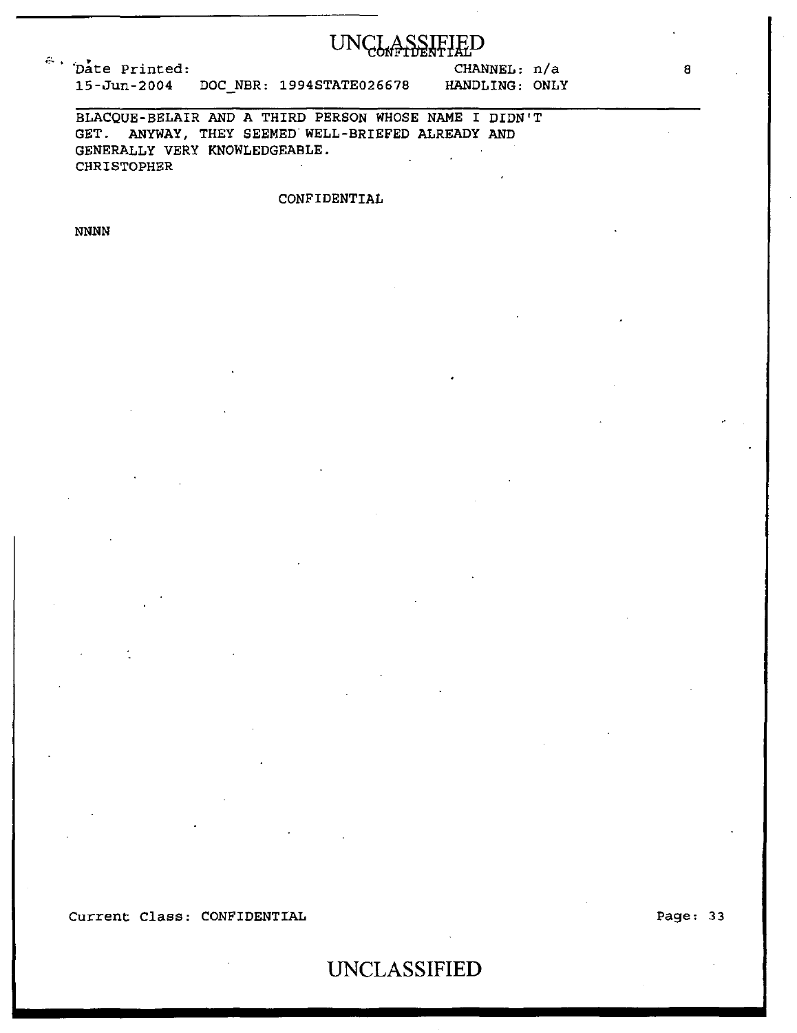BLACQUE-BELAIR AND A THIRD PERSON WHOSE NAME I DIDN'T GET. ANYWAY, THEY SEEMED WELL-BRIEFED ALREADY AND GENERALLY VERY KNOWLEDGEABLE.
CHRISTOPHER

CONFIDENTIAL

NNNN